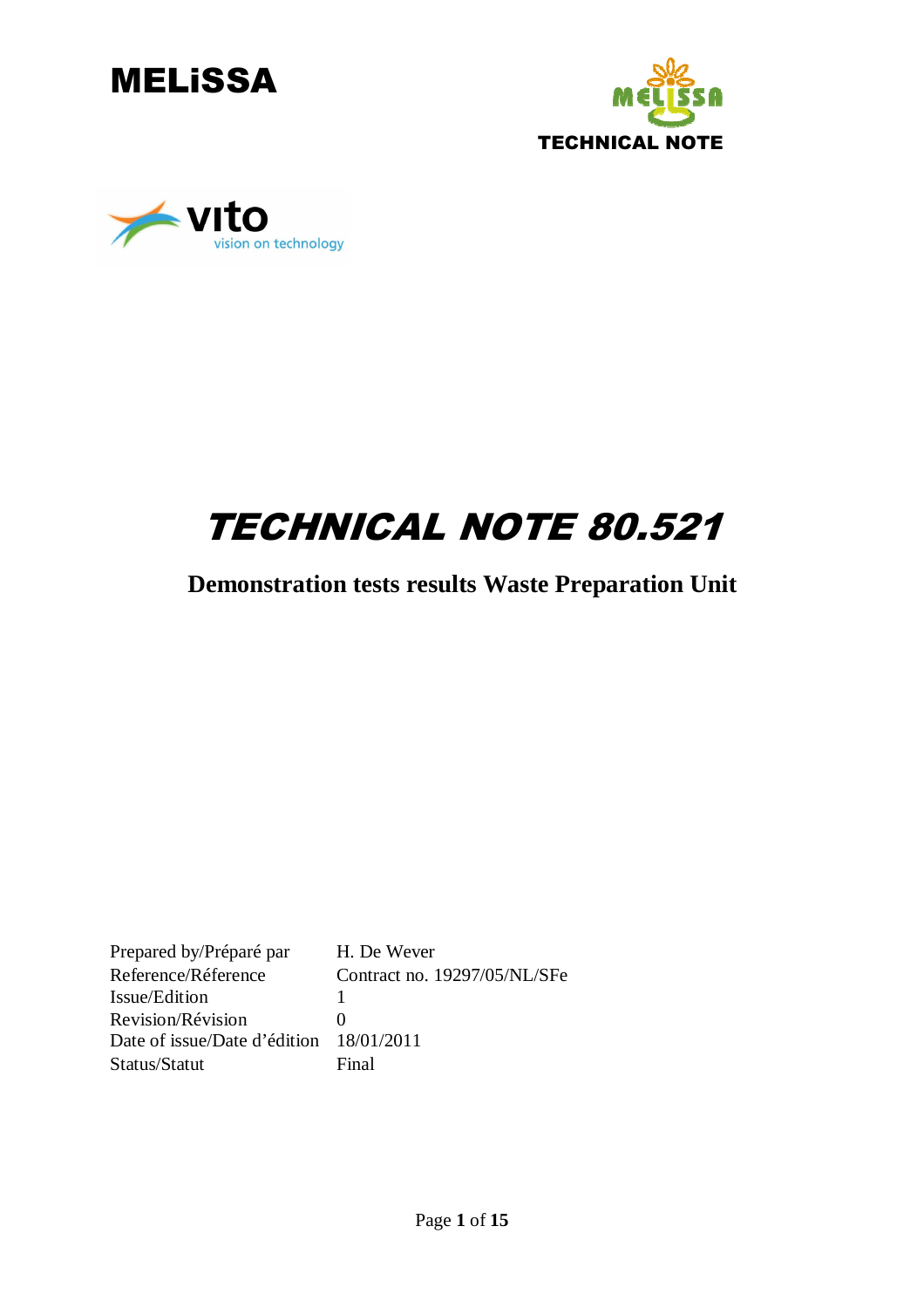MELiSSA

TECHNICAL NOTE

# TECHNICAL NOTE 80.521

## Demonstration tests results Waste Preparation Unit

| | |
|---|---|
| Prepared by/Préparé par | H. De Wever |
| Reference/Réference | Contract no. 19297/05/NL/SFe |
| Issue/Edition | 1 |
| Revision/Révision | 0 |
| Date of issue/Date d'édition | 18/01/2011 |
| Status/Statut | Final |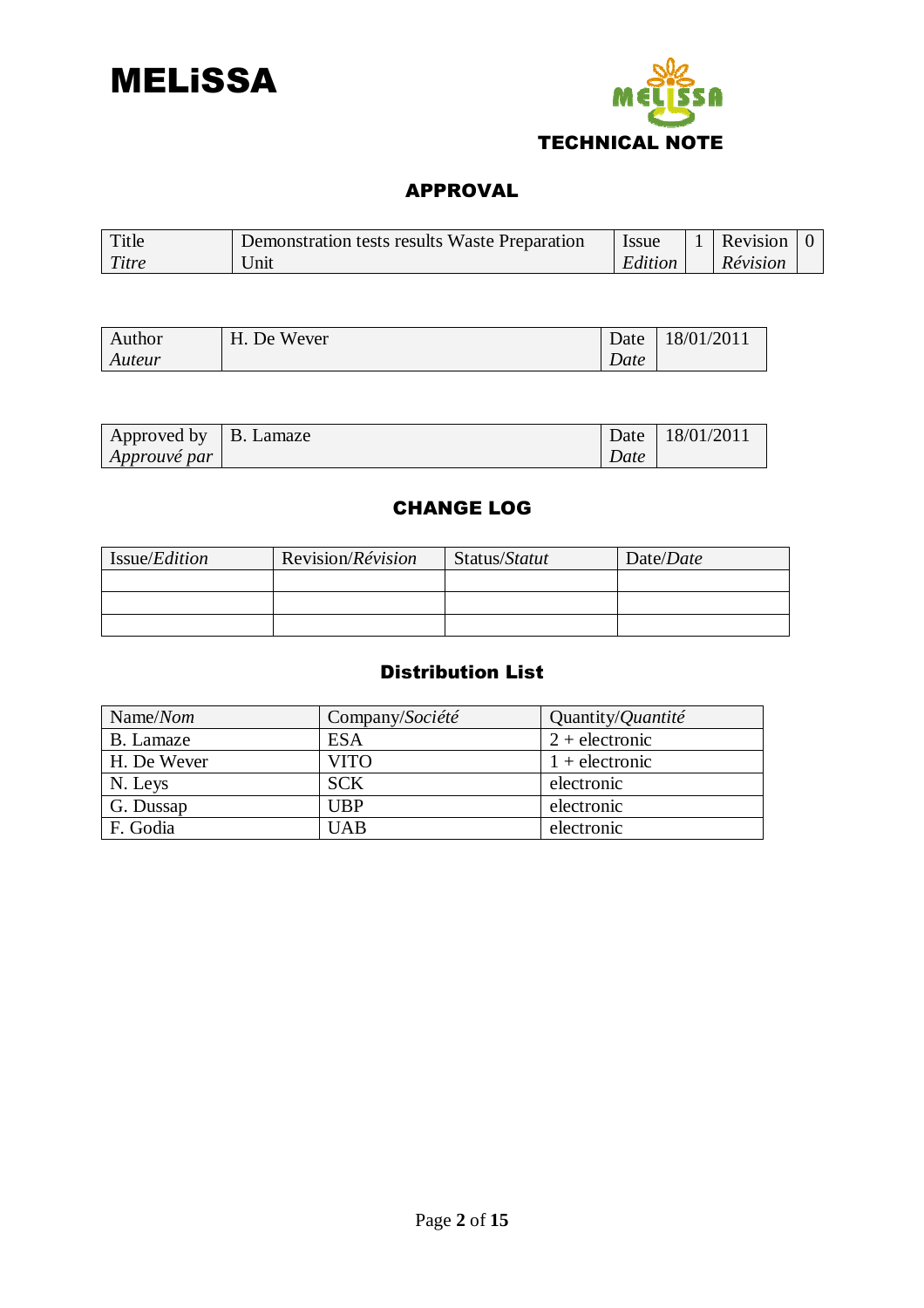MELiSSA

TECHNICAL NOTE

## APPROVAL

| Title *Titre* | Demonstration tests results Waste Preparation Unit | Issue *Edition* | 1 | Revision *Révision* | 0 |
|---|---|---|---|---|---|

| Author *Auteur* | H. De Wever | Date *Date* | 18/01/2011 |
|---|---|---|---|

| Approved by *Approuvé par* | B. Lamaze | Date *Date* | 18/01/2011 |
|---|---|---|---|

## CHANGE LOG

| Issue/*Edition* | Revision/*Révision* | Status/*Statut* | Date/*Date* |
|---|---|---|---|
| | | | |
| | | | |
| | | | |

## Distribution List

| Name/*Nom* | Company/*Société* | Quantity/*Quantité* |
|---|---|---|
| B. Lamaze | ESA | 2 + electronic |
| H. De Wever | VITO | 1 + electronic |
| N. Leys | SCK | electronic |
| G. Dussap | UBP | electronic |
| F. Godia | UAB | electronic |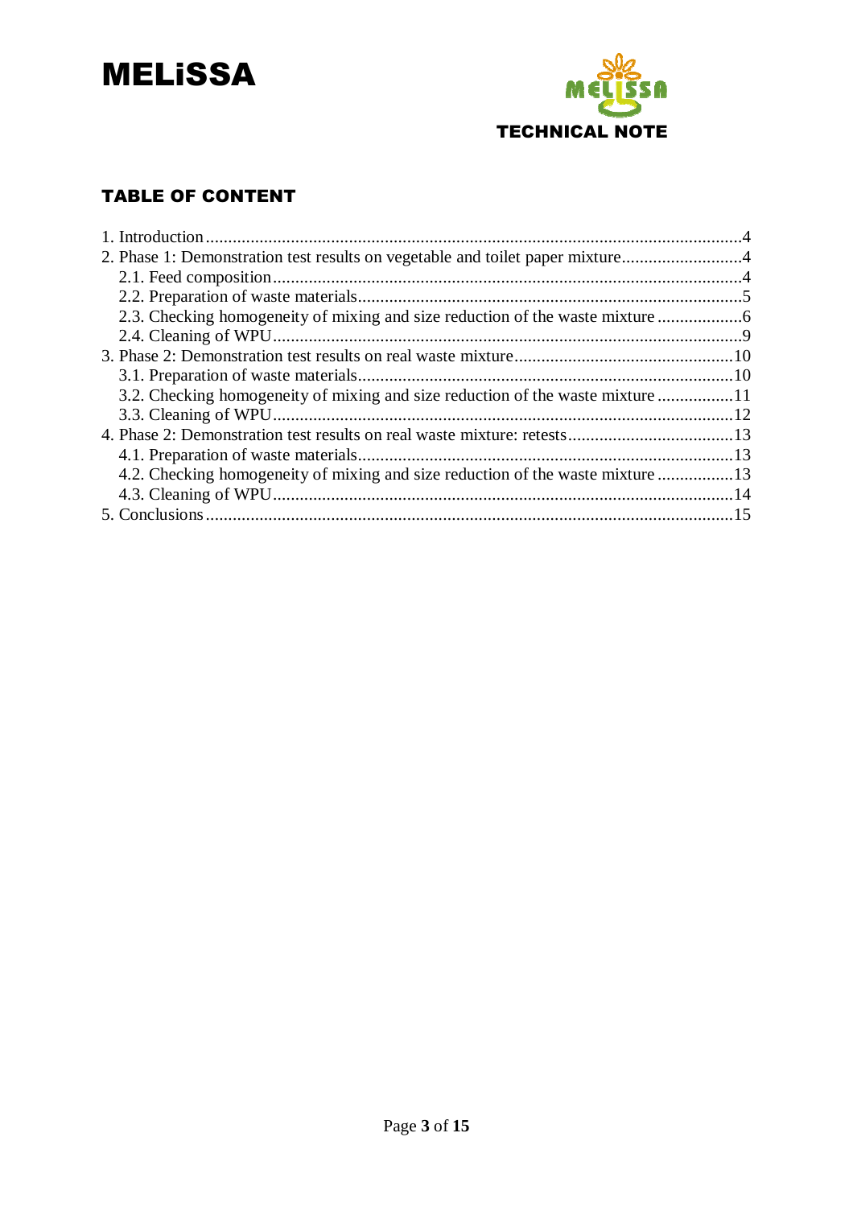## TABLE OF CONTENT

1. Introduction ....................................................................................................................4
2. Phase 1: Demonstration test results on vegetable and toilet paper mixture...........................4
   2.1. Feed composition.........................................................................................................4
   2.2. Preparation of waste materials.....................................................................................5
   2.3. Checking homogeneity of mixing and size reduction of the waste mixture ...................6
   2.4. Cleaning of WPU.........................................................................................................9
3. Phase 2: Demonstration test results on real waste mixture.................................................10
   3.1. Preparation of waste materials...................................................................................10
   3.2. Checking homogeneity of mixing and size reduction of the waste mixture .................11
   3.3. Cleaning of WPU.......................................................................................................12
4. Phase 2: Demonstration test results on real waste mixture: retests.....................................13
   4.1. Preparation of waste materials...................................................................................13
   4.2. Checking homogeneity of mixing and size reduction of the waste mixture .................13
   4.3. Cleaning of WPU.......................................................................................................14
5. Conclusions .....................................................................................................................15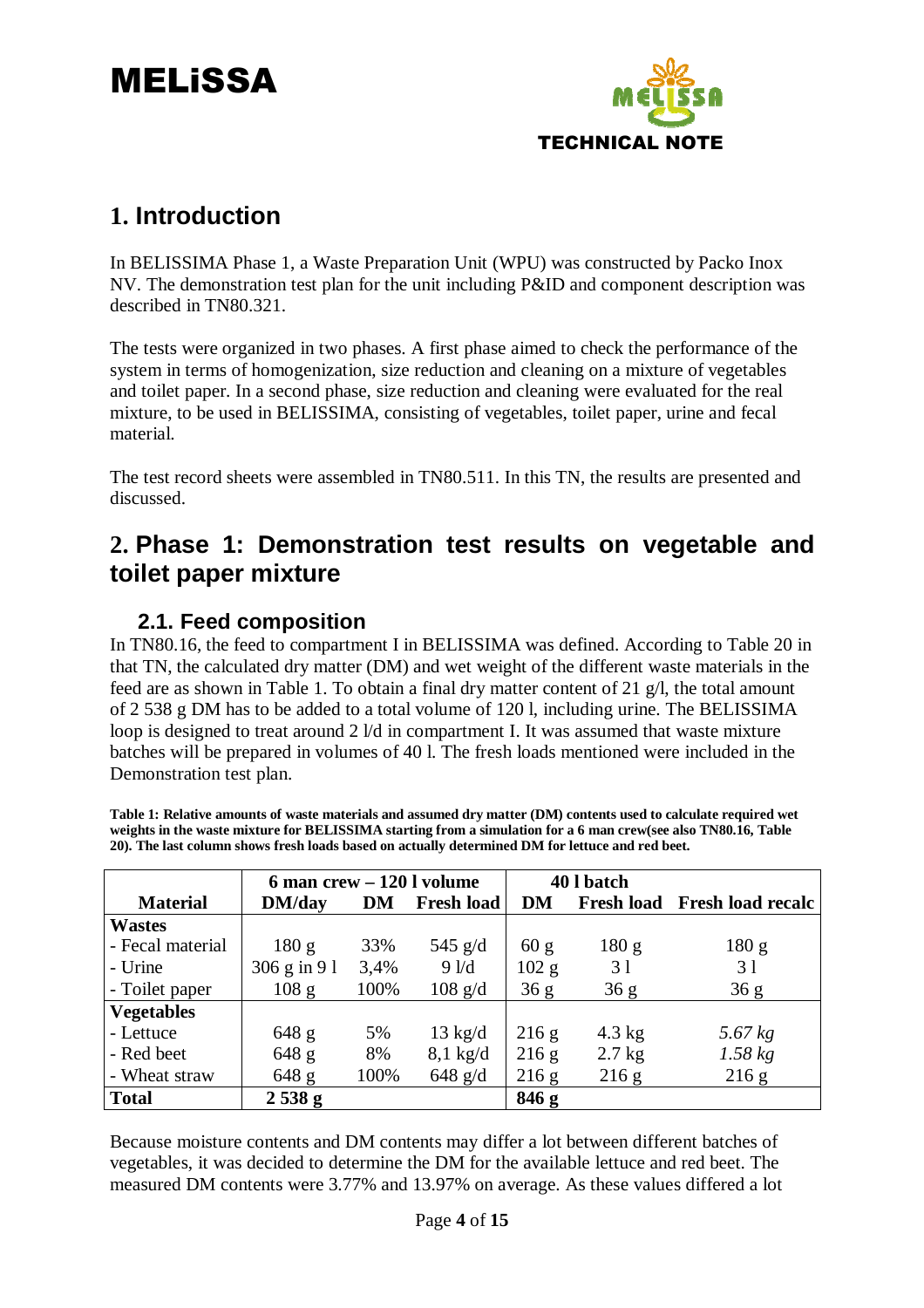# 1. Introduction

In BELISSIMA Phase 1, a Waste Preparation Unit (WPU) was constructed by Packo Inox NV. The demonstration test plan for the unit including P&ID and component description was described in TN80.321.

The tests were organized in two phases. A first phase aimed to check the performance of the system in terms of homogenization, size reduction and cleaning on a mixture of vegetables and toilet paper. In a second phase, size reduction and cleaning were evaluated for the real mixture, to be used in BELISSIMA, consisting of vegetables, toilet paper, urine and fecal material.

The test record sheets were assembled in TN80.511. In this TN, the results are presented and discussed.

# 2. Phase 1: Demonstration test results on vegetable and toilet paper mixture

## 2.1. Feed composition

In TN80.16, the feed to compartment I in BELISSIMA was defined. According to Table 20 in that TN, the calculated dry matter (DM) and wet weight of the different waste materials in the feed are as shown in Table 1. To obtain a final dry matter content of 21 g/l, the total amount of 2 538 g DM has to be added to a total volume of 120 l, including urine. The BELISSIMA loop is designed to treat around 2 l/d in compartment I. It was assumed that waste mixture batches will be prepared in volumes of 40 l. The fresh loads mentioned were included in the Demonstration test plan.

**Table 1: Relative amounts of waste materials and assumed dry matter (DM) contents used to calculate required wet weights in the waste mixture for BELISSIMA starting from a simulation for a 6 man crew(see also TN80.16, Table 20). The last column shows fresh loads based on actually determined DM for lettuce and red beet.**

| | 6 man crew – 120 l volume | | | 40 l batch | | |
|---|---|---|---|---|---|---|
| **Material** | **DM/day** | **DM** | **Fresh load** | **DM** | **Fresh load** | **Fresh load recalc** |
| **Wastes** | | | | | | |
| - Fecal material | 180 g | 33% | 545 g/d | 60 g | 180 g | 180 g |
| - Urine | 306 g in 9 l | 3,4% | 9 l/d | 102 g | 3 l | 3 l |
| - Toilet paper | 108 g | 100% | 108 g/d | 36 g | 36 g | 36 g |
| **Vegetables** | | | | | | |
| - Lettuce | 648 g | 5% | 13 kg/d | 216 g | 4.3 kg | *5.67 kg* |
| - Red beet | 648 g | 8% | 8,1 kg/d | 216 g | 2.7 kg | *1.58 kg* |
| - Wheat straw | 648 g | 100% | 648 g/d | 216 g | 216 g | 216 g |
| **Total** | **2 538 g** | | | **846 g** | | |

Because moisture contents and DM contents may differ a lot between different batches of vegetables, it was decided to determine the DM for the available lettuce and red beet. The measured DM contents were 3.77% and 13.97% on average. As these values differed a lot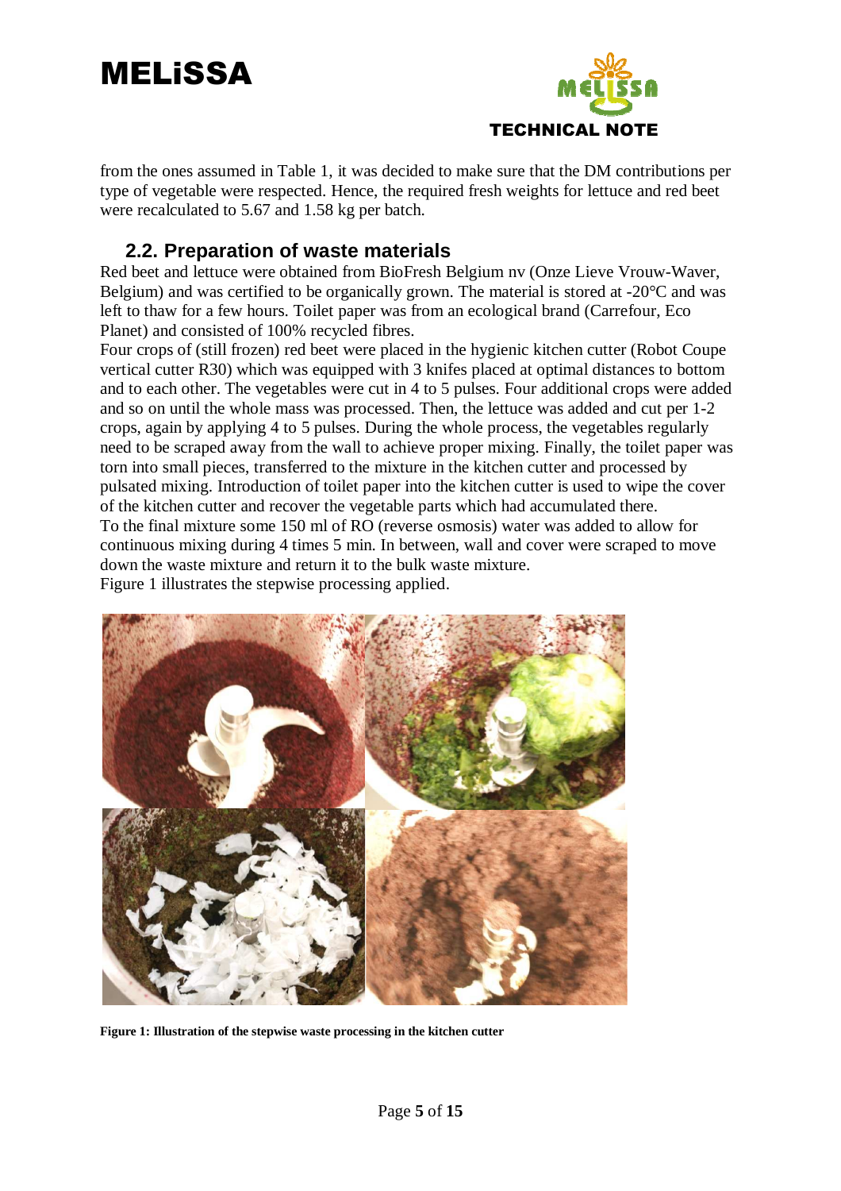from the ones assumed in Table 1, it was decided to make sure that the DM contributions per type of vegetable were respected. Hence, the required fresh weights for lettuce and red beet were recalculated to 5.67 and 1.58 kg per batch.

## 2.2. Preparation of waste materials

Red beet and lettuce were obtained from BioFresh Belgium nv (Onze Lieve Vrouw-Waver, Belgium) and was certified to be organically grown. The material is stored at -20°C and was left to thaw for a few hours. Toilet paper was from an ecological brand (Carrefour, Eco Planet) and consisted of 100% recycled fibres.

Four crops of (still frozen) red beet were placed in the hygienic kitchen cutter (Robot Coupe vertical cutter R30) which was equipped with 3 knifes placed at optimal distances to bottom and to each other. The vegetables were cut in 4 to 5 pulses. Four additional crops were added and so on until the whole mass was processed. Then, the lettuce was added and cut per 1-2 crops, again by applying 4 to 5 pulses. During the whole process, the vegetables regularly need to be scraped away from the wall to achieve proper mixing. Finally, the toilet paper was torn into small pieces, transferred to the mixture in the kitchen cutter and processed by pulsated mixing. Introduction of toilet paper into the kitchen cutter is used to wipe the cover of the kitchen cutter and recover the vegetable parts which had accumulated there.

To the final mixture some 150 ml of RO (reverse osmosis) water was added to allow for continuous mixing during 4 times 5 min. In between, wall and cover were scraped to move down the waste mixture and return it to the bulk waste mixture.

Figure 1 illustrates the stepwise processing applied.

**Figure 1: Illustration of the stepwise waste processing in the kitchen cutter**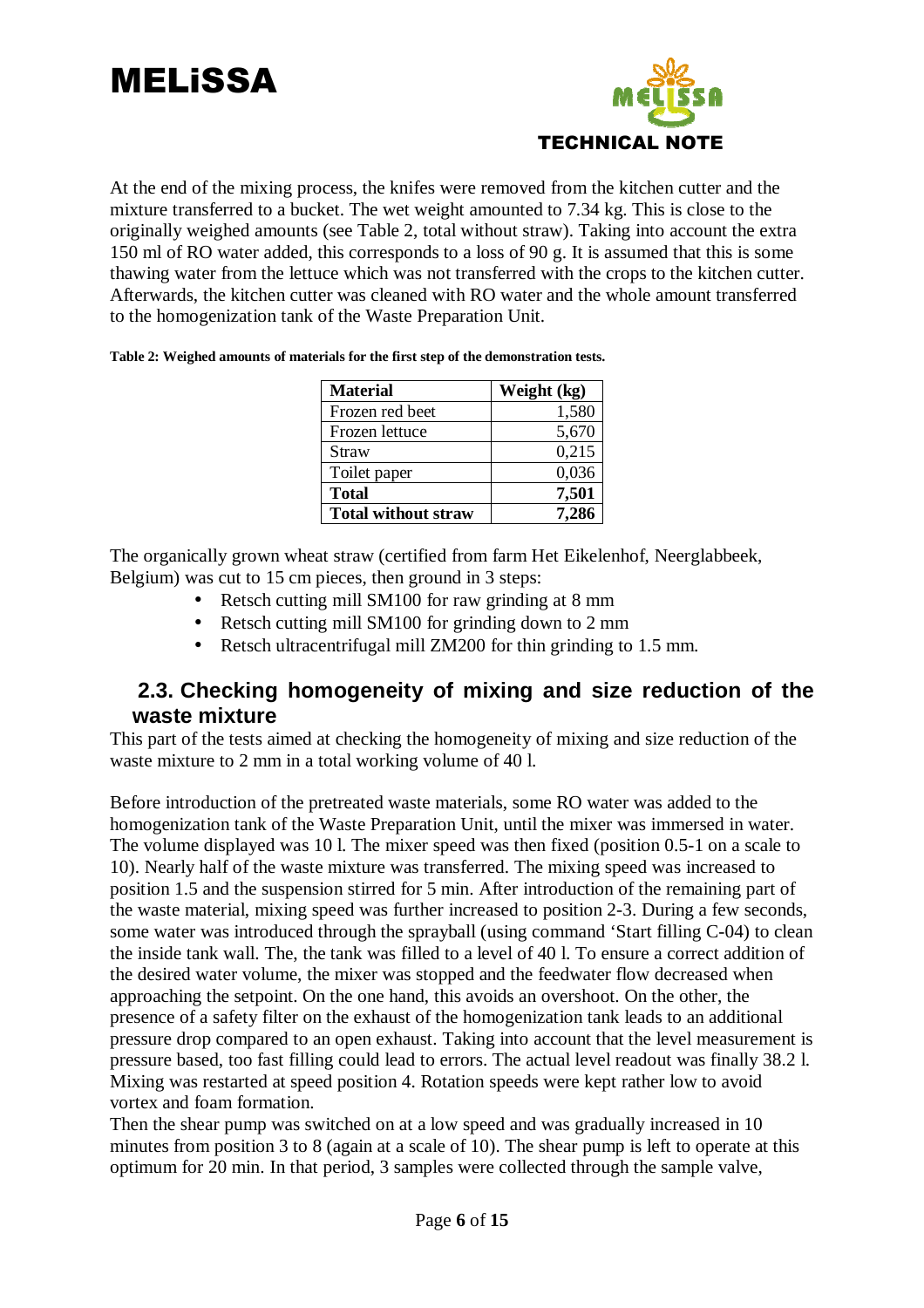At the end of the mixing process, the knifes were removed from the kitchen cutter and the mixture transferred to a bucket. The wet weight amounted to 7.34 kg. This is close to the originally weighed amounts (see Table 2, total without straw). Taking into account the extra 150 ml of RO water added, this corresponds to a loss of 90 g. It is assumed that this is some thawing water from the lettuce which was not transferred with the crops to the kitchen cutter. Afterwards, the kitchen cutter was cleaned with RO water and the whole amount transferred to the homogenization tank of the Waste Preparation Unit.

**Table 2: Weighed amounts of materials for the first step of the demonstration tests.**

| Material | Weight (kg) |
|---|---:|
| Frozen red beet | 1,580 |
| Frozen lettuce | 5,670 |
| Straw | 0,215 |
| Toilet paper | 0,036 |
| **Total** | **7,501** |
| **Total without straw** | **7,286** |

The organically grown wheat straw (certified from farm Het Eikelenhof, Neerglabbeek, Belgium) was cut to 15 cm pieces, then ground in 3 steps:

- Retsch cutting mill SM100 for raw grinding at 8 mm
- Retsch cutting mill SM100 for grinding down to 2 mm
- Retsch ultracentrifugal mill ZM200 for thin grinding to 1.5 mm.

## 2.3. Checking homogeneity of mixing and size reduction of the waste mixture

This part of the tests aimed at checking the homogeneity of mixing and size reduction of the waste mixture to 2 mm in a total working volume of 40 l.

Before introduction of the pretreated waste materials, some RO water was added to the homogenization tank of the Waste Preparation Unit, until the mixer was immersed in water. The volume displayed was 10 l. The mixer speed was then fixed (position 0.5-1 on a scale to 10). Nearly half of the waste mixture was transferred. The mixing speed was increased to position 1.5 and the suspension stirred for 5 min. After introduction of the remaining part of the waste material, mixing speed was further increased to position 2-3. During a few seconds, some water was introduced through the sprayball (using command 'Start filling C-04) to clean the inside tank wall. The, the tank was filled to a level of 40 l. To ensure a correct addition of the desired water volume, the mixer was stopped and the feedwater flow decreased when approaching the setpoint. On the one hand, this avoids an overshoot. On the other, the presence of a safety filter on the exhaust of the homogenization tank leads to an additional pressure drop compared to an open exhaust. Taking into account that the level measurement is pressure based, too fast filling could lead to errors. The actual level readout was finally 38.2 l. Mixing was restarted at speed position 4. Rotation speeds were kept rather low to avoid vortex and foam formation.

Then the shear pump was switched on at a low speed and was gradually increased in 10 minutes from position 3 to 8 (again at a scale of 10). The shear pump is left to operate at this optimum for 20 min. In that period, 3 samples were collected through the sample valve,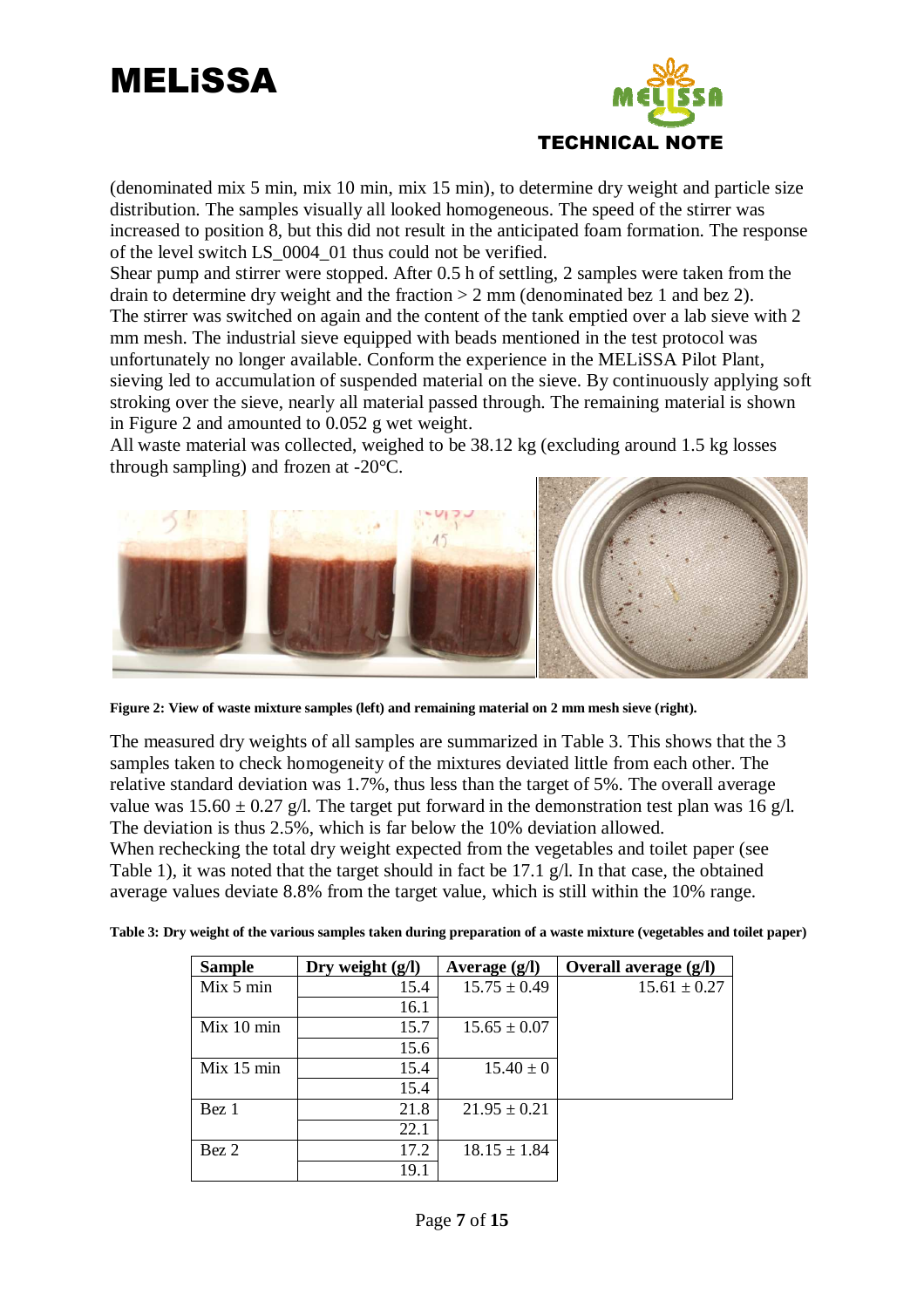(denominated mix 5 min, mix 10 min, mix 15 min), to determine dry weight and particle size distribution. The samples visually all looked homogeneous. The speed of the stirrer was increased to position 8, but this did not result in the anticipated foam formation. The response of the level switch LS_0004_01 thus could not be verified.

Shear pump and stirrer were stopped. After 0.5 h of settling, 2 samples were taken from the drain to determine dry weight and the fraction > 2 mm (denominated bez 1 and bez 2).

The stirrer was switched on again and the content of the tank emptied over a lab sieve with 2 mm mesh. The industrial sieve equipped with beads mentioned in the test protocol was unfortunately no longer available. Conform the experience in the MELiSSA Pilot Plant, sieving led to accumulation of suspended material on the sieve. By continuously applying soft stroking over the sieve, nearly all material passed through. The remaining material is shown in Figure 2 and amounted to 0.052 g wet weight.

All waste material was collected, weighed to be 38.12 kg (excluding around 1.5 kg losses through sampling) and frozen at -20°C.

**Figure 2: View of waste mixture samples (left) and remaining material on 2 mm mesh sieve (right).**

The measured dry weights of all samples are summarized in Table 3. This shows that the 3 samples taken to check homogeneity of the mixtures deviated little from each other. The relative standard deviation was 1.7%, thus less than the target of 5%. The overall average value was 15.60 ± 0.27 g/l. The target put forward in the demonstration test plan was 16 g/l. The deviation is thus 2.5%, which is far below the 10% deviation allowed.

When rechecking the total dry weight expected from the vegetables and toilet paper (see Table 1), it was noted that the target should in fact be 17.1 g/l. In that case, the obtained average values deviate 8.8% from the target value, which is still within the 10% range.

**Table 3: Dry weight of the various samples taken during preparation of a waste mixture (vegetables and toilet paper)**

| Sample | Dry weight (g/l) | Average (g/l) | Overall average (g/l) |
|---|---|---|---|
| Mix 5 min | 15.4 | 15.75 ± 0.49 | 15.61 ± 0.27 |
| | 16.1 | | |
| Mix 10 min | 15.7 | 15.65 ± 0.07 | |
| | 15.6 | | |
| Mix 15 min | 15.4 | 15.40 ± 0 | |
| | 15.4 | | |
| Bez 1 | 21.8 | 21.95 ± 0.21 | |
| | 22.1 | | |
| Bez 2 | 17.2 | 18.15 ± 1.84 | |
| | 19.1 | | |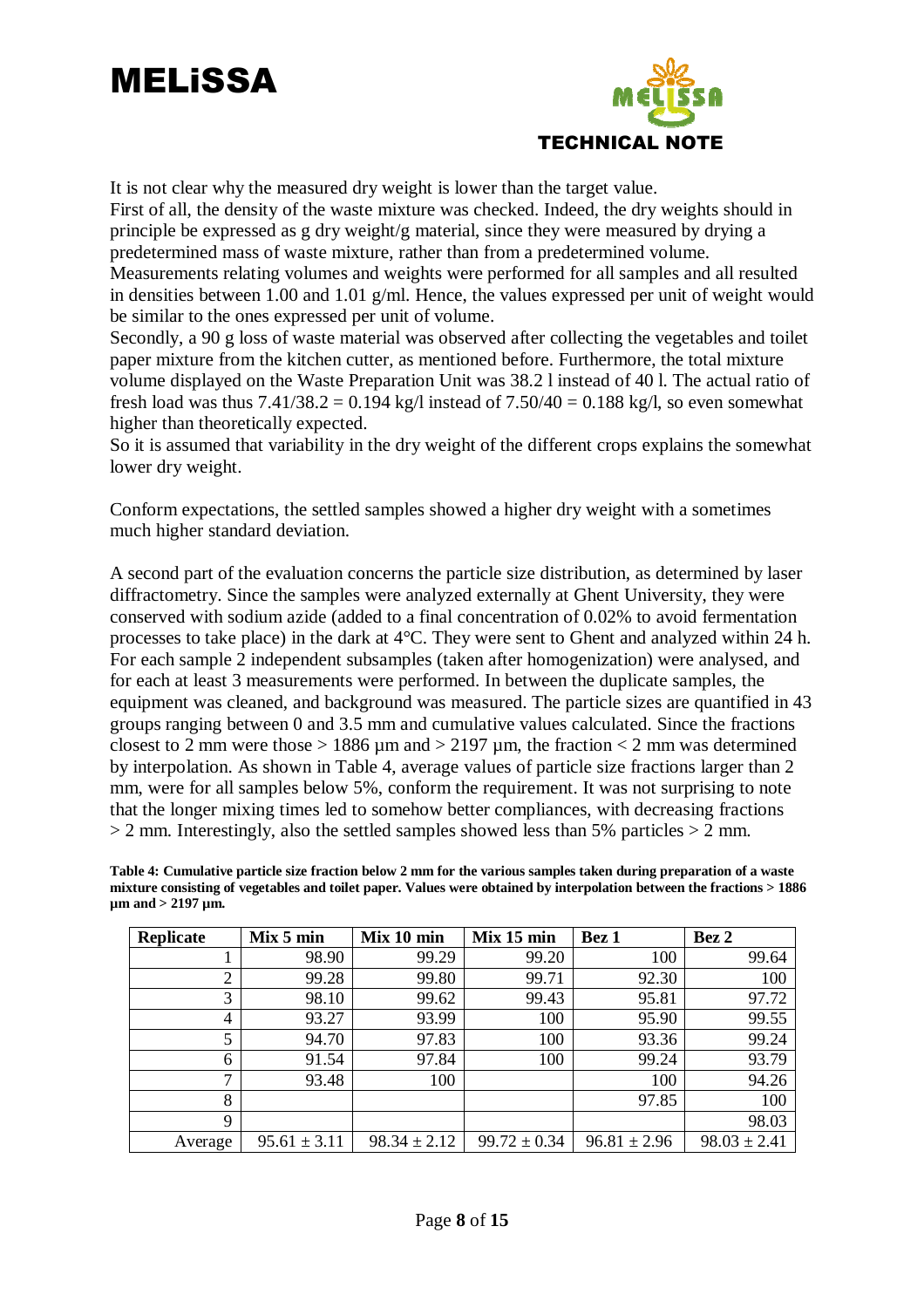It is not clear why the measured dry weight is lower than the target value.

First of all, the density of the waste mixture was checked. Indeed, the dry weights should in principle be expressed as g dry weight/g material, since they were measured by drying a predetermined mass of waste mixture, rather than from a predetermined volume.

Measurements relating volumes and weights were performed for all samples and all resulted in densities between 1.00 and 1.01 g/ml. Hence, the values expressed per unit of weight would be similar to the ones expressed per unit of volume.

Secondly, a 90 g loss of waste material was observed after collecting the vegetables and toilet paper mixture from the kitchen cutter, as mentioned before. Furthermore, the total mixture volume displayed on the Waste Preparation Unit was 38.2 l instead of 40 l. The actual ratio of fresh load was thus 7.41/38.2 = 0.194 kg/l instead of 7.50/40 = 0.188 kg/l, so even somewhat higher than theoretically expected.

So it is assumed that variability in the dry weight of the different crops explains the somewhat lower dry weight.

Conform expectations, the settled samples showed a higher dry weight with a sometimes much higher standard deviation.

A second part of the evaluation concerns the particle size distribution, as determined by laser diffractometry. Since the samples were analyzed externally at Ghent University, they were conserved with sodium azide (added to a final concentration of 0.02% to avoid fermentation processes to take place) in the dark at 4°C. They were sent to Ghent and analyzed within 24 h. For each sample 2 independent subsamples (taken after homogenization) were analysed, and for each at least 3 measurements were performed. In between the duplicate samples, the equipment was cleaned, and background was measured. The particle sizes are quantified in 43 groups ranging between 0 and 3.5 mm and cumulative values calculated. Since the fractions closest to 2 mm were those > 1886 µm and > 2197 µm, the fraction < 2 mm was determined by interpolation. As shown in Table 4, average values of particle size fractions larger than 2 mm, were for all samples below 5%, conform the requirement. It was not surprising to note that the longer mixing times led to somehow better compliances, with decreasing fractions > 2 mm. Interestingly, also the settled samples showed less than 5% particles > 2 mm.

**Table 4: Cumulative particle size fraction below 2 mm for the various samples taken during preparation of a waste mixture consisting of vegetables and toilet paper. Values were obtained by interpolation between the fractions > 1886 µm and > 2197 µm.**

| Replicate | Mix 5 min | Mix 10 min | Mix 15 min | Bez 1 | Bez 2 |
|---|---|---|---|---|---|
| 1 | 98.90 | 99.29 | 99.20 | 100 | 99.64 |
| 2 | 99.28 | 99.80 | 99.71 | 92.30 | 100 |
| 3 | 98.10 | 99.62 | 99.43 | 95.81 | 97.72 |
| 4 | 93.27 | 93.99 | 100 | 95.90 | 99.55 |
| 5 | 94.70 | 97.83 | 100 | 93.36 | 99.24 |
| 6 | 91.54 | 97.84 | 100 | 99.24 | 93.79 |
| 7 | 93.48 | 100 | | 100 | 94.26 |
| 8 | | | | 97.85 | 100 |
| 9 | | | | | 98.03 |
| Average | 95.61 ± 3.11 | 98.34 ± 2.12 | 99.72 ± 0.34 | 96.81 ± 2.96 | 98.03 ± 2.41 |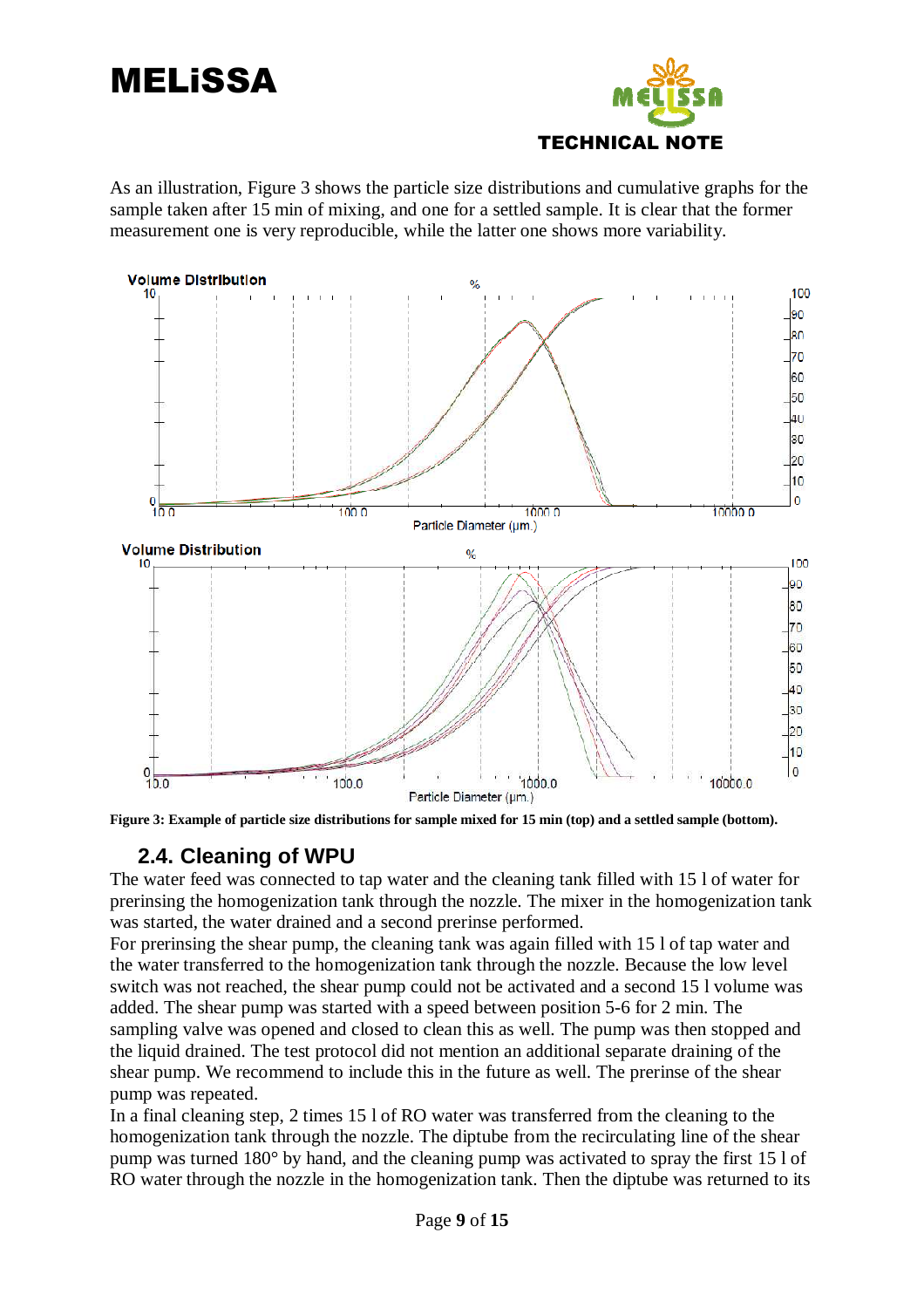As an illustration, Figure 3 shows the particle size distributions and cumulative graphs for the sample taken after 15 min of mixing, and one for a settled sample. It is clear that the former measurement one is very reproducible, while the latter one shows more variability.

**Figure 3: Example of particle size distributions for sample mixed for 15 min (top) and a settled sample (bottom).**

## 2.4. Cleaning of WPU

The water feed was connected to tap water and the cleaning tank filled with 15 l of water for prerinsing the homogenization tank through the nozzle. The mixer in the homogenization tank was started, the water drained and a second prerinse performed.

For prerinsing the shear pump, the cleaning tank was again filled with 15 l of tap water and the water transferred to the homogenization tank through the nozzle. Because the low level switch was not reached, the shear pump could not be activated and a second 15 l volume was added. The shear pump was started with a speed between position 5-6 for 2 min. The sampling valve was opened and closed to clean this as well. The pump was then stopped and the liquid drained. The test protocol did not mention an additional separate draining of the shear pump. We recommend to include this in the future as well. The prerinse of the shear pump was repeated.

In a final cleaning step, 2 times 15 l of RO water was transferred from the cleaning to the homogenization tank through the nozzle. The diptube from the recirculating line of the shear pump was turned 180° by hand, and the cleaning pump was activated to spray the first 15 l of RO water through the nozzle in the homogenization tank. Then the diptube was returned to its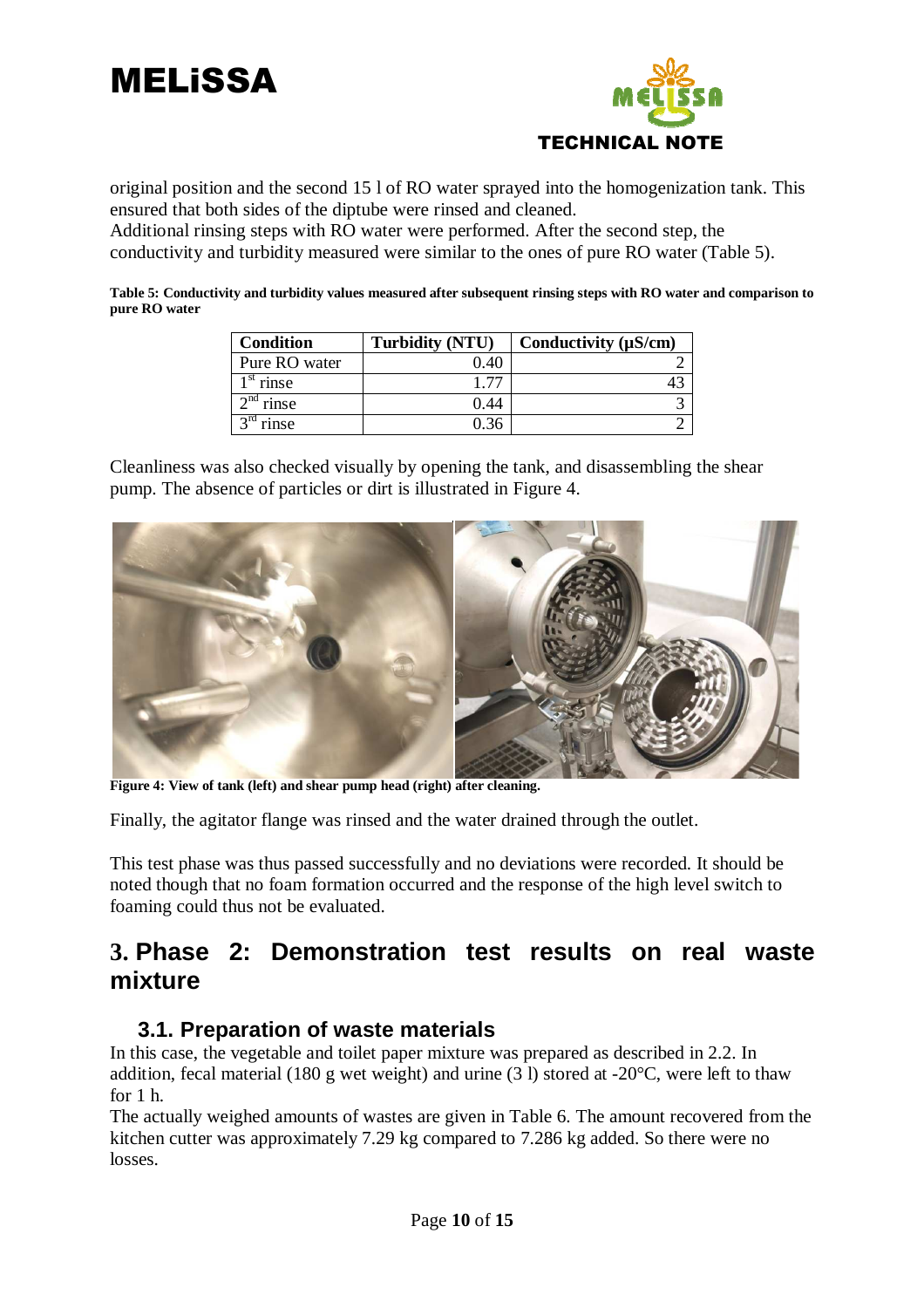original position and the second 15 l of RO water sprayed into the homogenization tank. This ensured that both sides of the diptube were rinsed and cleaned.
Additional rinsing steps with RO water were performed. After the second step, the conductivity and turbidity measured were similar to the ones of pure RO water (Table 5).

**Table 5: Conductivity and turbidity values measured after subsequent rinsing steps with RO water and comparison to pure RO water**

| Condition | Turbidity (NTU) | Conductivity (µS/cm) |
|---|---|---|
| Pure RO water | 0.40 | 2 |
| 1st rinse | 1.77 | 43 |
| 2nd rinse | 0.44 | 3 |
| 3rd rinse | 0.36 | 2 |

Cleanliness was also checked visually by opening the tank, and disassembling the shear pump. The absence of particles or dirt is illustrated in Figure 4.

**Figure 4: View of tank (left) and shear pump head (right) after cleaning.**

Finally, the agitator flange was rinsed and the water drained through the outlet.

This test phase was thus passed successfully and no deviations were recorded. It should be noted though that no foam formation occurred and the response of the high level switch to foaming could thus not be evaluated.

# 3. Phase 2: Demonstration test results on real waste mixture

## 3.1. Preparation of waste materials

In this case, the vegetable and toilet paper mixture was prepared as described in 2.2. In addition, fecal material (180 g wet weight) and urine (3 l) stored at -20°C, were left to thaw for 1 h.
The actually weighed amounts of wastes are given in Table 6. The amount recovered from the kitchen cutter was approximately 7.29 kg compared to 7.286 kg added. So there were no losses.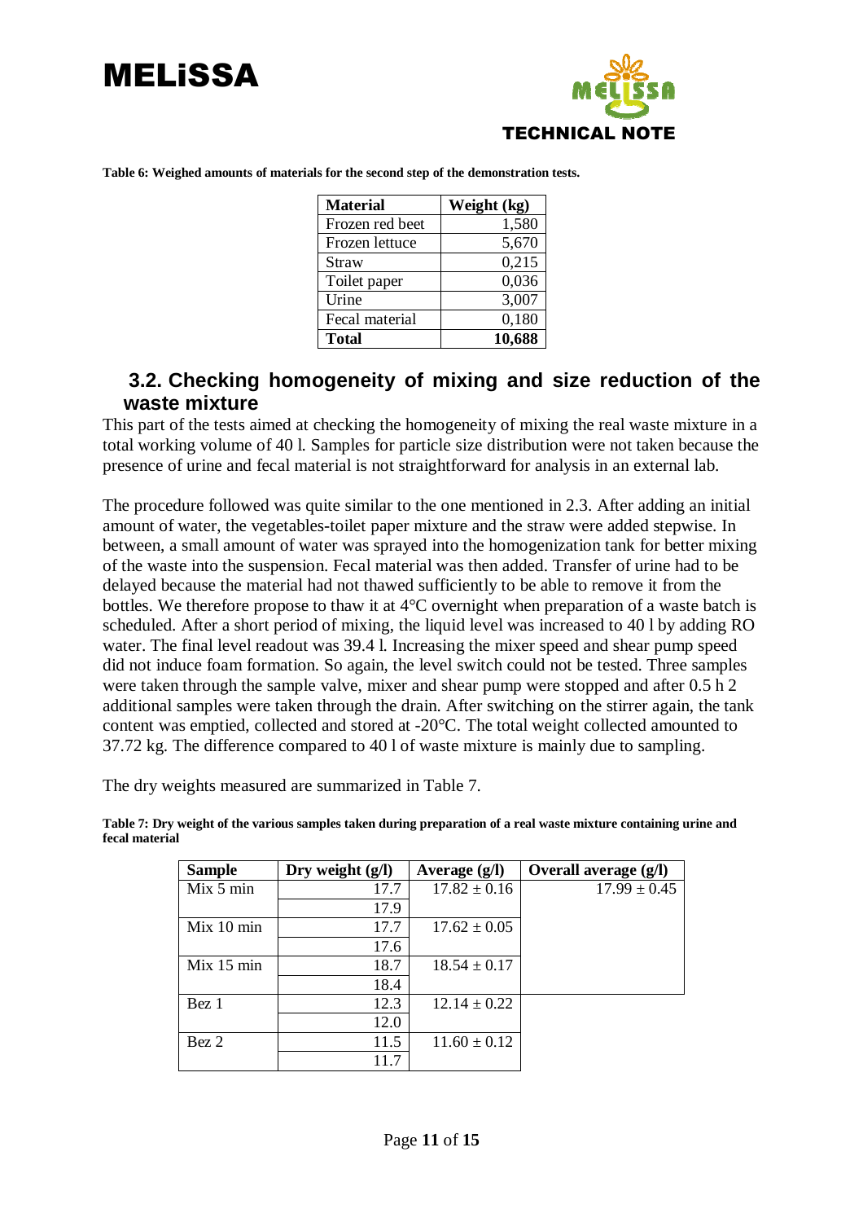**Table 6: Weighed amounts of materials for the second step of the demonstration tests.**

| Material | Weight (kg) |
|---|---|
| Frozen red beet | 1,580 |
| Frozen lettuce | 5,670 |
| Straw | 0,215 |
| Toilet paper | 0,036 |
| Urine | 3,007 |
| Fecal material | 0,180 |
| **Total** | **10,688** |

## 3.2. Checking homogeneity of mixing and size reduction of the waste mixture

This part of the tests aimed at checking the homogeneity of mixing the real waste mixture in a total working volume of 40 l. Samples for particle size distribution were not taken because the presence of urine and fecal material is not straightforward for analysis in an external lab.

The procedure followed was quite similar to the one mentioned in 2.3. After adding an initial amount of water, the vegetables-toilet paper mixture and the straw were added stepwise. In between, a small amount of water was sprayed into the homogenization tank for better mixing of the waste into the suspension. Fecal material was then added. Transfer of urine had to be delayed because the material had not thawed sufficiently to be able to remove it from the bottles. We therefore propose to thaw it at 4°C overnight when preparation of a waste batch is scheduled. After a short period of mixing, the liquid level was increased to 40 l by adding RO water. The final level readout was 39.4 l. Increasing the mixer speed and shear pump speed did not induce foam formation. So again, the level switch could not be tested. Three samples were taken through the sample valve, mixer and shear pump were stopped and after 0.5 h 2 additional samples were taken through the drain. After switching on the stirrer again, the tank content was emptied, collected and stored at -20°C. The total weight collected amounted to 37.72 kg. The difference compared to 40 l of waste mixture is mainly due to sampling.

The dry weights measured are summarized in Table 7.

**Table 7: Dry weight of the various samples taken during preparation of a real waste mixture containing urine and fecal material**

| Sample | Dry weight (g/l) | Average (g/l) | Overall average (g/l) |
|---|---|---|---|
| Mix 5 min | 17.7 | 17.82 ± 0.16 | 17.99 ± 0.45 |
| | 17.9 | | |
| Mix 10 min | 17.7 | 17.62 ± 0.05 | |
| | 17.6 | | |
| Mix 15 min | 18.7 | 18.54 ± 0.17 | |
| | 18.4 | | |
| Bez 1 | 12.3 | 12.14 ± 0.22 | |
| | 12.0 | | |
| Bez 2 | 11.5 | 11.60 ± 0.12 | |
| | 11.7 | | |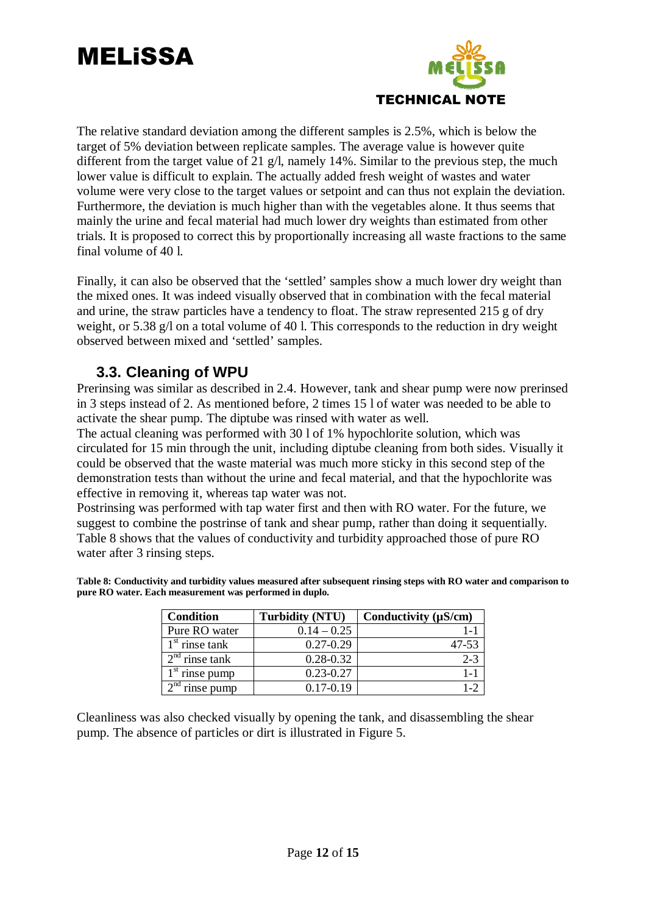The relative standard deviation among the different samples is 2.5%, which is below the target of 5% deviation between replicate samples. The average value is however quite different from the target value of 21 g/l, namely 14%. Similar to the previous step, the much lower value is difficult to explain. The actually added fresh weight of wastes and water volume were very close to the target values or setpoint and can thus not explain the deviation. Furthermore, the deviation is much higher than with the vegetables alone. It thus seems that mainly the urine and fecal material had much lower dry weights than estimated from other trials. It is proposed to correct this by proportionally increasing all waste fractions to the same final volume of 40 l.

Finally, it can also be observed that the 'settled' samples show a much lower dry weight than the mixed ones. It was indeed visually observed that in combination with the fecal material and urine, the straw particles have a tendency to float. The straw represented 215 g of dry weight, or 5.38 g/l on a total volume of 40 l. This corresponds to the reduction in dry weight observed between mixed and 'settled' samples.

## 3.3. Cleaning of WPU

Prerinsing was similar as described in 2.4. However, tank and shear pump were now prerinsed in 3 steps instead of 2. As mentioned before, 2 times 15 l of water was needed to be able to activate the shear pump. The diptube was rinsed with water as well.

The actual cleaning was performed with 30 l of 1% hypochlorite solution, which was circulated for 15 min through the unit, including diptube cleaning from both sides. Visually it could be observed that the waste material was much more sticky in this second step of the demonstration tests than without the urine and fecal material, and that the hypochlorite was effective in removing it, whereas tap water was not.

Postrinsing was performed with tap water first and then with RO water. For the future, we suggest to combine the postrinse of tank and shear pump, rather than doing it sequentially. Table 8 shows that the values of conductivity and turbidity approached those of pure RO water after 3 rinsing steps.

**Table 8: Conductivity and turbidity values measured after subsequent rinsing steps with RO water and comparison to pure RO water. Each measurement was performed in duplo.**

| Condition | Turbidity (NTU) | Conductivity (µS/cm) |
|---|---|---|
| Pure RO water | 0.14 – 0.25 | 1-1 |
| 1st rinse tank | 0.27-0.29 | 47-53 |
| 2nd rinse tank | 0.28-0.32 | 2-3 |
| 1st rinse pump | 0.23-0.27 | 1-1 |
| 2nd rinse pump | 0.17-0.19 | 1-2 |

Cleanliness was also checked visually by opening the tank, and disassembling the shear pump. The absence of particles or dirt is illustrated in Figure 5.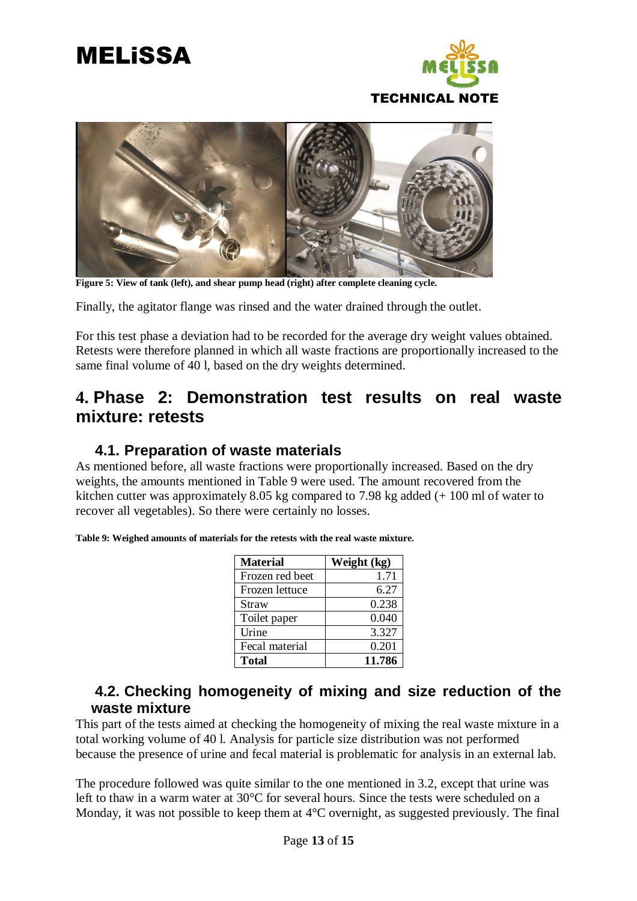Figure 5: View of tank (left), and shear pump head (right) after complete cleaning cycle.

Finally, the agitator flange was rinsed and the water drained through the outlet.

For this test phase a deviation had to be recorded for the average dry weight values obtained. Retests were therefore planned in which all waste fractions are proportionally increased to the same final volume of 40 l, based on the dry weights determined.

# 4. Phase 2: Demonstration test results on real waste mixture: retests

## 4.1. Preparation of waste materials

As mentioned before, all waste fractions were proportionally increased. Based on the dry weights, the amounts mentioned in Table 9 were used. The amount recovered from the kitchen cutter was approximately 8.05 kg compared to 7.98 kg added (+ 100 ml of water to recover all vegetables). So there were certainly no losses.

**Table 9: Weighed amounts of materials for the retests with the real waste mixture.**

| Material | Weight (kg) |
|---|---|
| Frozen red beet | 1.71 |
| Frozen lettuce | 6.27 |
| Straw | 0.238 |
| Toilet paper | 0.040 |
| Urine | 3.327 |
| Fecal material | 0.201 |
| **Total** | **11.786** |

## 4.2. Checking homogeneity of mixing and size reduction of the waste mixture

This part of the tests aimed at checking the homogeneity of mixing the real waste mixture in a total working volume of 40 l. Analysis for particle size distribution was not performed because the presence of urine and fecal material is problematic for analysis in an external lab.

The procedure followed was quite similar to the one mentioned in 3.2, except that urine was left to thaw in a warm water at 30°C for several hours. Since the tests were scheduled on a Monday, it was not possible to keep them at 4°C overnight, as suggested previously. The final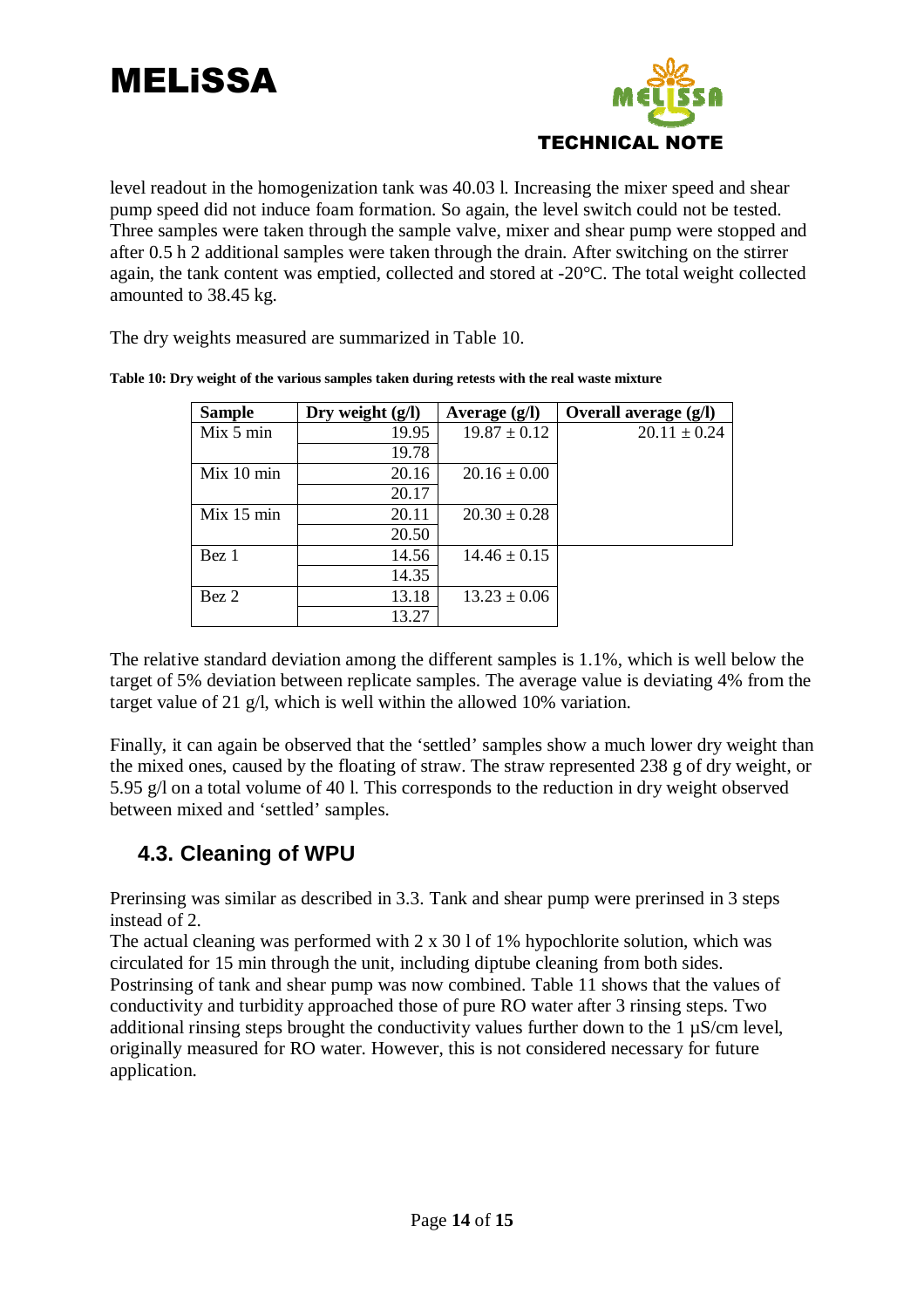level readout in the homogenization tank was 40.03 l. Increasing the mixer speed and shear pump speed did not induce foam formation. So again, the level switch could not be tested. Three samples were taken through the sample valve, mixer and shear pump were stopped and after 0.5 h 2 additional samples were taken through the drain. After switching on the stirrer again, the tank content was emptied, collected and stored at -20°C. The total weight collected amounted to 38.45 kg.

The dry weights measured are summarized in Table 10.

**Table 10: Dry weight of the various samples taken during retests with the real waste mixture**

| Sample | Dry weight (g/l) | Average (g/l) | Overall average (g/l) |
|---|---|---|---|
| Mix 5 min | 19.95 | 19.87 ± 0.12 | 20.11 ± 0.24 |
| | 19.78 | | |
| Mix 10 min | 20.16 | 20.16 ± 0.00 | |
| | 20.17 | | |
| Mix 15 min | 20.11 | 20.30 ± 0.28 | |
| | 20.50 | | |
| Bez 1 | 14.56 | 14.46 ± 0.15 | |
| | 14.35 | | |
| Bez 2 | 13.18 | 13.23 ± 0.06 | |
| | 13.27 | | |

The relative standard deviation among the different samples is 1.1%, which is well below the target of 5% deviation between replicate samples. The average value is deviating 4% from the target value of 21 g/l, which is well within the allowed 10% variation.

Finally, it can again be observed that the 'settled' samples show a much lower dry weight than the mixed ones, caused by the floating of straw. The straw represented 238 g of dry weight, or 5.95 g/l on a total volume of 40 l. This corresponds to the reduction in dry weight observed between mixed and 'settled' samples.

## 4.3. Cleaning of WPU

Prerinsing was similar as described in 3.3. Tank and shear pump were prerinsed in 3 steps instead of 2.

The actual cleaning was performed with 2 x 30 l of 1% hypochlorite solution, which was circulated for 15 min through the unit, including diptube cleaning from both sides.

Postrinsing of tank and shear pump was now combined. Table 11 shows that the values of conductivity and turbidity approached those of pure RO water after 3 rinsing steps. Two additional rinsing steps brought the conductivity values further down to the 1 µS/cm level, originally measured for RO water. However, this is not considered necessary for future application.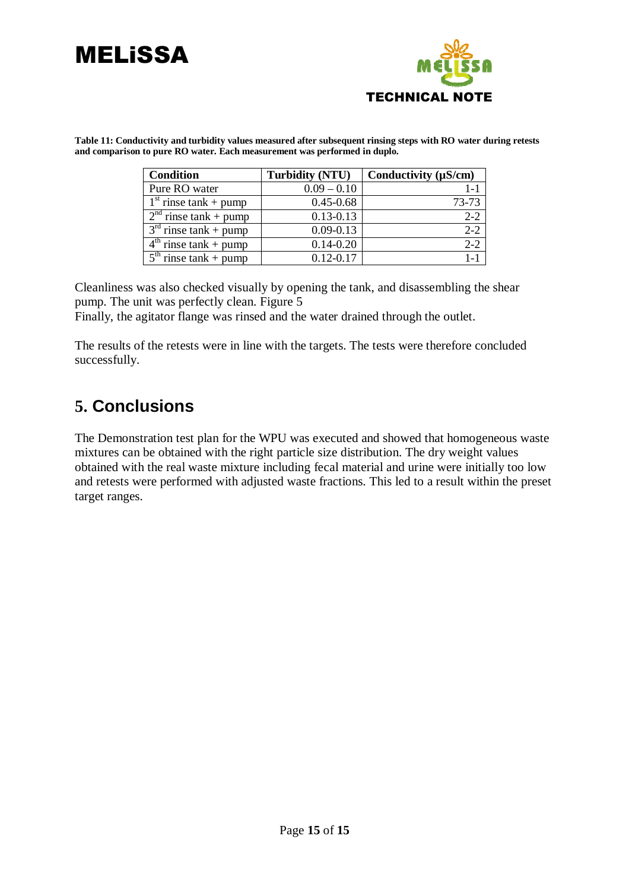**Table 11: Conductivity and turbidity values measured after subsequent rinsing steps with RO water during retests and comparison to pure RO water. Each measurement was performed in duplo.**

| Condition | Turbidity (NTU) | Conductivity (µS/cm) |
|---|---|---|
| Pure RO water | 0.09 – 0.10 | 1-1 |
| 1st rinse tank + pump | 0.45-0.68 | 73-73 |
| 2nd rinse tank + pump | 0.13-0.13 | 2-2 |
| 3rd rinse tank + pump | 0.09-0.13 | 2-2 |
| 4th rinse tank + pump | 0.14-0.20 | 2-2 |
| 5th rinse tank + pump | 0.12-0.17 | 1-1 |

Cleanliness was also checked visually by opening the tank, and disassembling the shear pump. The unit was perfectly clean. Figure 5
Finally, the agitator flange was rinsed and the water drained through the outlet.

The results of the retests were in line with the targets. The tests were therefore concluded successfully.

## 5. Conclusions

The Demonstration test plan for the WPU was executed and showed that homogeneous waste mixtures can be obtained with the right particle size distribution. The dry weight values obtained with the real waste mixture including fecal material and urine were initially too low and retests were performed with adjusted waste fractions. This led to a result within the preset target ranges.